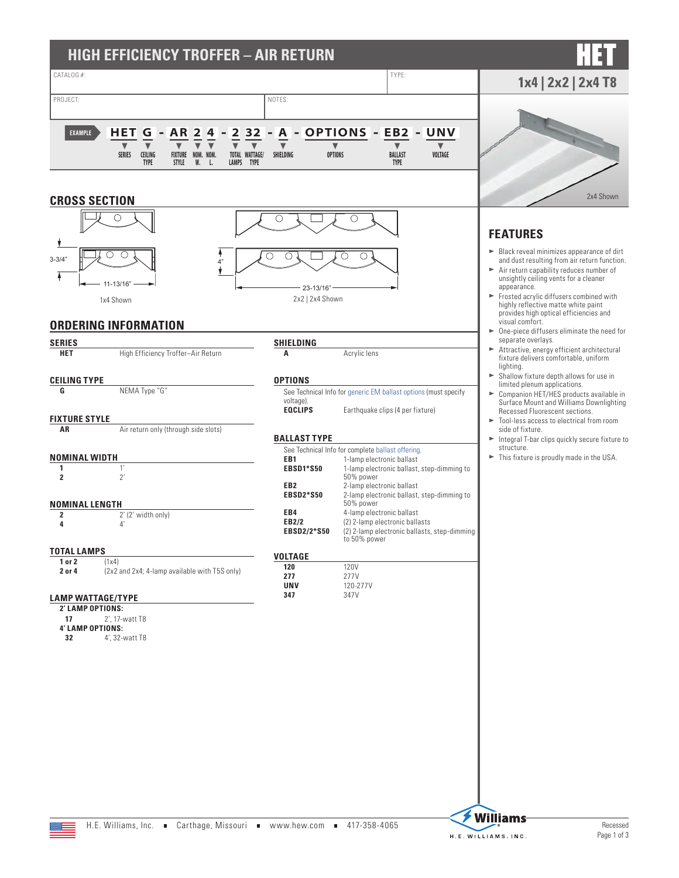# HIGH EFFICIENCY TROFFER – AIR RETURN

# HET

## 1x4 | 2x2 | 2x4 T8

CATALOG #:

TYPE:

PROJECT:

NOTES:

**EXAMPLE** HET G - AR 2 4 - 2 32 - A - OPTIONS - EB2 - UNV

| HET | G | AR | 2 | 4 | 2 | 32 | A | OPTIONS | EB2 | UNV |
|---|---|---|---|---|---|---|---|---|---|---|
| SERIES | CEILING TYPE | FIXTURE STYLE | NOM. W. | NOM. L. | TOTAL LAMPS | WATTAGE/ TYPE | SHIELDING | OPTIONS | BALLAST TYPE | VOLTAGE |

2x4 Shown

## CROSS SECTION

3-3/4"

11-13/16"

1x4 Shown

4"

23-13/16"

2x2 | 2x4 Shown

## ORDERING INFORMATION

### SERIES

| | |
|---|---|
| **HET** | High Efficiency Troffer–Air Return |

### CEILING TYPE

| | |
|---|---|
| **G** | NEMA Type "G" |

### FIXTURE STYLE

| | |
|---|---|
| **AR** | Air return only (through side slots) |

### NOMINAL WIDTH

| | |
|---|---|
| **1** | 1' |
| **2** | 2' |

### NOMINAL LENGTH

| | |
|---|---|
| **2** | 2' (2' width only) |
| **4** | 4' |

### TOTAL LAMPS

| | |
|---|---|
| **1 or 2** | (1x4) |
| **2 or 4** | (2x2 and 2x4; 4-lamp available with T5S only) |

### LAMP WATTAGE/TYPE

**2' LAMP OPTIONS:**

| | |
|---|---|
| **17** | 2', 17-watt T8 |

**4' LAMP OPTIONS:**

| | |
|---|---|
| **32** | 4', 32-watt T8 |

### SHIELDING

| | |
|---|---|
| **A** | Acrylic lens |

### OPTIONS

See Technical Info for generic EM ballast options (must specify voltage).

| | |
|---|---|
| **EQCLIPS** | Earthquake clips (4 per fixture) |

### BALLAST TYPE

See Technical Info for complete ballast offering.

| | |
|---|---|
| **EB1** | 1-lamp electronic ballast |
| **EBSD1*S50** | 1-lamp electronic ballast, step-dimming to 50% power |
| **EB2** | 2-lamp electronic ballast |
| **EBSD2*S50** | 2-lamp electronic ballast, step-dimming to 50% power |
| **EB4** | 4-lamp electronic ballast |
| **EB2/2** | (2) 2-lamp electronic ballasts |
| **EBSD2/2*S50** | (2) 2-lamp electronic ballasts, step-dimming to 50% power |

### VOLTAGE

| | |
|---|---|
| **120** | 120V |
| **277** | 277V |
| **UNV** | 120-277V |
| **347** | 347V |

## FEATURES

- Black reveal minimizes appearance of dirt and dust resulting from air return function.
- Air return capability reduces number of unsightly ceiling vents for a cleaner appearance.
- Frosted acrylic diffusers combined with highly reflective matte white paint provides high optical efficiencies and visual comfort.
- One-piece diffusers eliminate the need for separate overlays.
- Attractive, energy efficient architectural fixture delivers comfortable, uniform lighting.
- Shallow fixture depth allows for use in limited plenum applications.
- Companion HET/HES products available in Surface Mount and Williams Downlighting Recessed Fluorescent sections.
- Tool-less access to electrical from room side of fixture.
- Integral T-bar clips quickly secure fixture to structure.
- This fixture is proudly made in the USA.

H.E. Williams, Inc. ■ Carthage, Missouri ■ www.hew.com ■ 417-358-4065

Recessed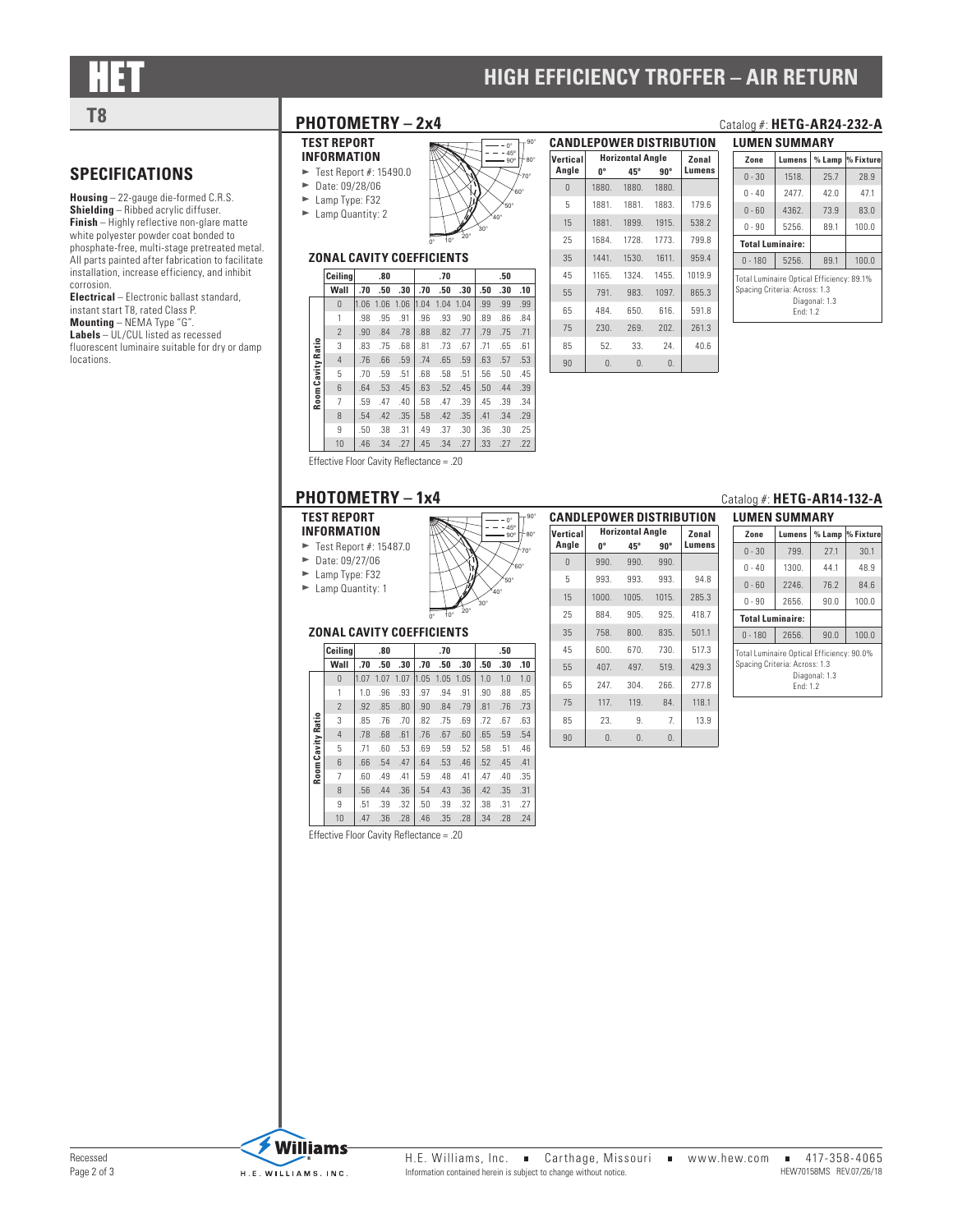# HET

## HIGH EFFICIENCY TROFFER – AIR RETURN

## T8

## SPECIFICATIONS

**Housing** – 22-gauge die-formed C.R.S.
**Shielding** – Ribbed acrylic diffuser.
**Finish** – Highly reflective non-glare matte white polyester powder coat bonded to phosphate-free, multi-stage pretreated metal. All parts painted after fabrication to facilitate installation, increase efficiency, and inhibit corrosion.
**Electrical** – Electronic ballast standard, instant start T8, rated Class P.
**Mounting** – NEMA Type "G".
**Labels** – UL/CUL listed as recessed fluorescent luminaire suitable for dry or damp locations.

## PHOTOMETRY – 2x4

Catalog #: **HETG-AR24-232-A**

### TEST REPORT INFORMATION

- Test Report #: 15490.0
- Date: 09/28/06
- Lamp Type: F32
- Lamp Quantity: 2

### ZONAL CAVITY COEFFICIENTS

| Ceiling | .80 | | | .70 | | | .50 | | |
|---|---|---|---|---|---|---|---|---|---|
| Wall | .70 | .50 | .30 | .70 | .50 | .30 | .50 | .30 | .10 |
| 0 | 1.06 | 1.06 | 1.06 | 1.04 | 1.04 | 1.04 | .99 | .99 | .99 |
| 1 | .98 | .95 | .91 | .96 | .93 | .90 | .89 | .86 | .84 |
| 2 | .90 | .84 | .78 | .88 | .82 | .77 | .79 | .75 | .71 |
| 3 | .83 | .75 | .68 | .81 | .73 | .67 | .71 | .65 | .61 |
| 4 | .76 | .66 | .59 | .74 | .65 | .59 | .63 | .57 | .53 |
| 5 | .70 | .59 | .51 | .68 | .58 | .51 | .56 | .50 | .45 |
| 6 | .64 | .53 | .45 | .63 | .52 | .45 | .50 | .44 | .39 |
| 7 | .59 | .47 | .40 | .58 | .47 | .39 | .45 | .39 | .34 |
| 8 | .54 | .42 | .35 | .58 | .42 | .35 | .41 | .34 | .29 |
| 9 | .50 | .38 | .31 | .49 | .37 | .30 | .36 | .30 | .25 |
| 10 | .46 | .34 | .27 | .45 | .34 | .27 | .33 | .27 | .22 |

(Rows: Room Cavity Ratio)

Effective Floor Cavity Reflectance = .20

### CANDLEPOWER DISTRIBUTION

| Vertical Angle | Horizontal Angle 0° | 45° | 90° | Zonal Lumens |
|---|---|---|---|---|
| 0 | 1880. | 1880. | 1880. | |
| 5 | 1881. | 1881. | 1883. | 179.6 |
| 15 | 1881. | 1899. | 1915. | 538.2 |
| 25 | 1684. | 1728. | 1773. | 799.8 |
| 35 | 1441. | 1530. | 1611. | 959.4 |
| 45 | 1165. | 1324. | 1455. | 1019.9 |
| 55 | 791. | 983. | 1097. | 865.3 |
| 65 | 484. | 650. | 616. | 591.8 |
| 75 | 230. | 269. | 202. | 261.3 |
| 85 | 52. | 33. | 24. | 40.6 |
| 90 | 0. | 0. | 0. | |

### LUMEN SUMMARY

| Zone | Lumens | % Lamp | % Fixture |
|---|---|---|---|
| 0 - 30 | 1518. | 25.7 | 28.9 |
| 0 - 40 | 2477. | 42.0 | 47.1 |
| 0 - 60 | 4362. | 73.9 | 83.0 |
| 0 - 90 | 5256. | 89.1 | 100.0 |
| **Total Luminaire:** | | | |
| 0 - 180 | 5256. | 89.1 | 100.0 |

Total Luminaire Optical Efficiency: 89.1%
Spacing Criteria: Across: 1.3
Diagonal: 1.3
End: 1.2

## PHOTOMETRY – 1x4

Catalog #: **HETG-AR14-132-A**

### TEST REPORT INFORMATION

- Test Report #: 15487.0
- Date: 09/27/06
- Lamp Type: F32
- Lamp Quantity: 1

### ZONAL CAVITY COEFFICIENTS

| Ceiling | .80 | | | .70 | | | .50 | | |
|---|---|---|---|---|---|---|---|---|---|
| Wall | .70 | .50 | .30 | .70 | .50 | .30 | .50 | .30 | .10 |
| 0 | 1.07 | 1.07 | 1.07 | 1.05 | 1.05 | 1.05 | 1.0 | 1.0 | 1.0 |
| 1 | 1.0 | .96 | .93 | .97 | .94 | .91 | .90 | .88 | .85 |
| 2 | .92 | .85 | .80 | .90 | .84 | .79 | .81 | .76 | .73 |
| 3 | .85 | .76 | .70 | .82 | .75 | .69 | .72 | .67 | .63 |
| 4 | .78 | .68 | .61 | .76 | .67 | .60 | .65 | .59 | .54 |
| 5 | .71 | .60 | .53 | .69 | .59 | .52 | .58 | .51 | .46 |
| 6 | .66 | .54 | .47 | .64 | .53 | .46 | .52 | .45 | .41 |
| 7 | .60 | .49 | .41 | .59 | .48 | .41 | .47 | .40 | .35 |
| 8 | .56 | .44 | .36 | .54 | .43 | .36 | .42 | .35 | .31 |
| 9 | .51 | .39 | .32 | .50 | .39 | .32 | .38 | .31 | .27 |
| 10 | .47 | .36 | .28 | .46 | .35 | .28 | .34 | .28 | .24 |

(Rows: Room Cavity Ratio)

Effective Floor Cavity Reflectance = .20

### CANDLEPOWER DISTRIBUTION

| Vertical Angle | Horizontal Angle 0° | 45° | 90° | Zonal Lumens |
|---|---|---|---|---|
| 0 | 990. | 990. | 990. | |
| 5 | 993. | 993. | 993. | 94.8 |
| 15 | 1000. | 1005. | 1015. | 285.3 |
| 25 | 884. | 905. | 925. | 418.7 |
| 35 | 758. | 800. | 835. | 501.1 |
| 45 | 600. | 670. | 730. | 517.3 |
| 55 | 407. | 497. | 519. | 429.3 |
| 65 | 247. | 304. | 266. | 277.8 |
| 75 | 117. | 119. | 84. | 118.1 |
| 85 | 23. | 9. | 7. | 13.9 |
| 90 | 0. | 0. | 0. | |

### LUMEN SUMMARY

| Zone | Lumens | % Lamp | % Fixture |
|---|---|---|---|
| 0 - 30 | 799. | 27.1 | 30.1 |
| 0 - 40 | 1300. | 44.1 | 48.9 |
| 0 - 60 | 2246. | 76.2 | 84.6 |
| 0 - 90 | 2656. | 90.0 | 100.0 |
| **Total Luminaire:** | | | |
| 0 - 180 | 2656. | 90.0 | 100.0 |

Total Luminaire Optical Efficiency: 90.0%
Spacing Criteria: Across: 1.3
Diagonal: 1.3
End: 1.2

H.E. Williams, Inc. ■ Carthage, Missouri ■ www.hew.com ■ 417-358-4065
Information contained herein is subject to change without notice. HEW70158MS REV.07/26/18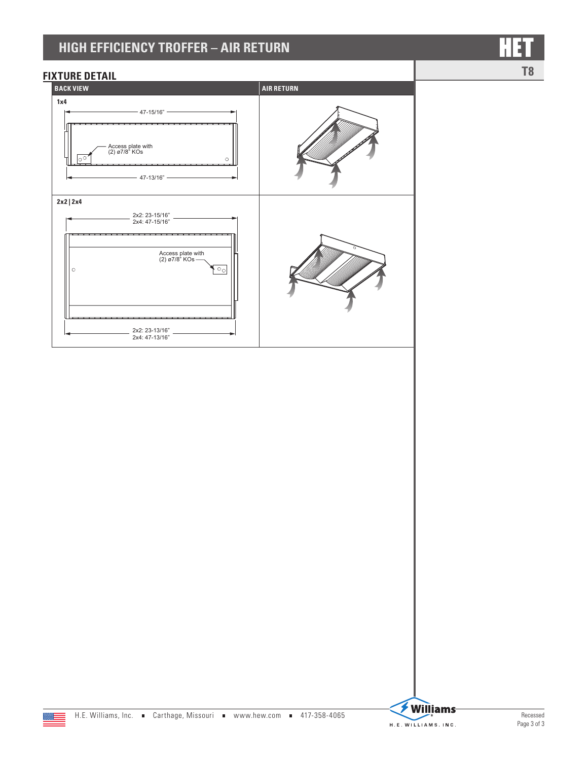# HIGH EFFICIENCY TROFFER – AIR RETURN

**HET**

**T8**

## FIXTURE DETAIL

**BACK VIEW**

**AIR RETURN**

**1x4**

47-15/16"

Access plate with (2) ø7/8" KOs

47-13/16"

**2x2 | 2x4**

2x2: 23-15/16"
2x4: 47-15/16"

Access plate with (2) ø7/8" KOs

2x2: 23-13/16"
2x4: 47-13/16"

H.E. Williams, Inc. ■ Carthage, Missouri ■ www.hew.com ■ 417-358-4065

Recessed